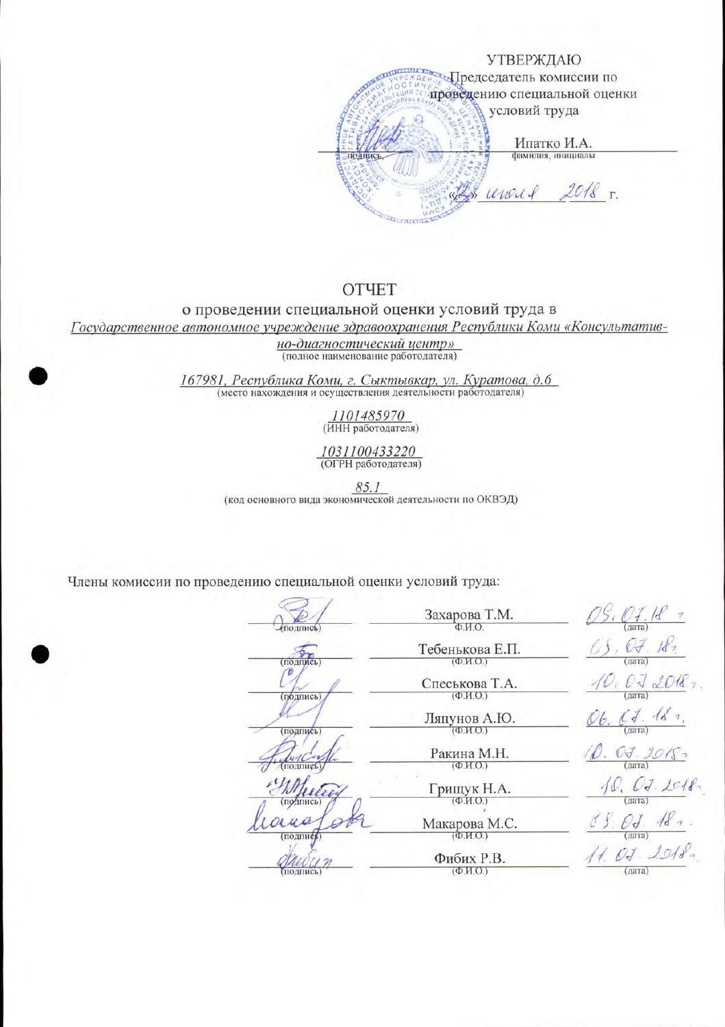УТВЕРЖДАЮ

Председатель комиссии по проведению специальной оценки условий труда

Ипатко И.А.

(подпись) (фамилия, инициалы)

«12» июля 2018 г.

# ОТЧЕТ

о проведении специальной оценки условий труда в

*Государственное автономное учреждение здравоохранения Республики Коми «Консультативно-диагностический центр»*

(полное наименование работодателя)

*167981, Республика Коми, г. Сыктывкар, ул. Куратова, д.6*

(место нахождения и осуществления деятельности работодателя)

*1101485970*

(ИНН работодателя)

*1031100433220*

(ОГРН работодателя)

*85.1*

(код основного вида экономической деятельности по ОКВЭД)

Члены комиссии по проведению специальной оценки условий труда:

| (подпись) | Ф.И.О. | (дата) |
|---|---|---|
| | Захарова Т.М. | 09.07.18 г. |
| | Тебенькова Е.П. | 05.07.18 г. |
| | Спеськова Т.А. | 10.07.2018 г. |
| | Ляпунов А.Ю. | 06.07.18 г. |
| | Ракина М.Н. | 10.07.2018 г. |
| | Грищук Н.А. | 10.07.2018 г. |
| | Макарова М.С. | 08.07.18 г. |
| | Фибих Р.В. | 11.07.2018 г. |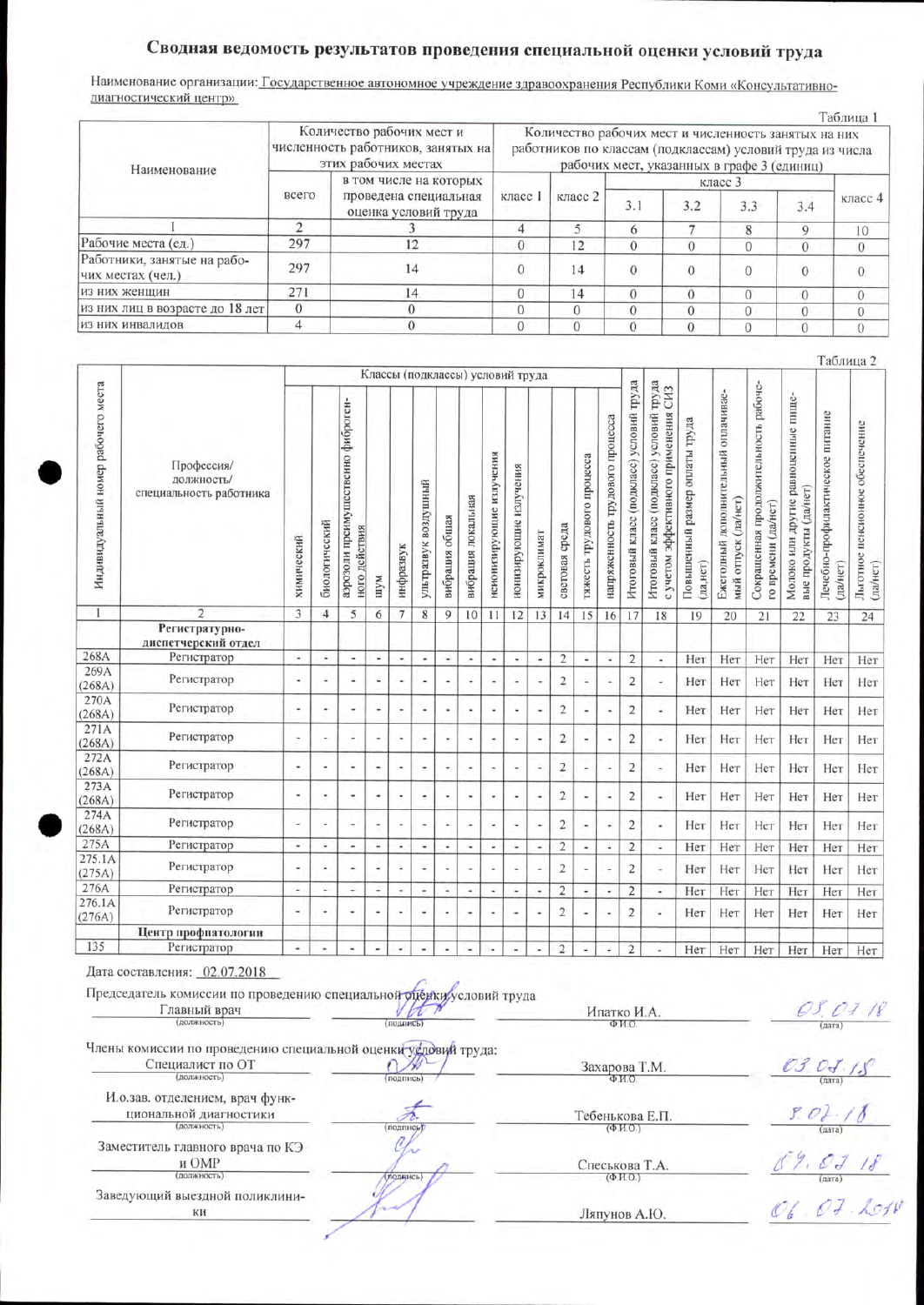# Сводная ведомость результатов проведения специальной оценки условий труда

Наименование организации: Государственное автономное учреждение здравоохранения Республики Коми «Консультативно-диагностический центр»

Таблица 1

| Наименование | Количество рабочих мест и численность работников, занятых на этих рабочих местах | | Количество рабочих мест и численность занятых на них работников по классам (подклассам) условий труда из числа рабочих мест, указанных в графе 3 (единиц) | | | | | | |
|---|---|---|---|---|---|---|---|---|---|
| | всего | в том числе на которых проведена специальная оценка условий труда | класс 1 | класс 2 | класс 3 | | | | класс 4 |
| | | | | | 3.1 | 3.2 | 3.3 | 3.4 | |
| 1 | 2 | 3 | 4 | 5 | 6 | 7 | 8 | 9 | 10 |
| Рабочие места (ед.) | 297 | 12 | 0 | 12 | 0 | 0 | 0 | 0 | 0 |
| Работники, занятые на рабочих местах (чел.) | 297 | 14 | 0 | 14 | 0 | 0 | 0 | 0 | 0 |
| из них женщин | 271 | 14 | 0 | 14 | 0 | 0 | 0 | 0 | 0 |
| из них лиц в возрасте до 18 лет | 0 | 0 | 0 | 0 | 0 | 0 | 0 | 0 | 0 |
| из них инвалидов | 4 | 0 | 0 | 0 | 0 | 0 | 0 | 0 | 0 |

Таблица 2

| Индивидуальный номер рабочего места | Профессия/ должность/ специальность работника | Классы (подклассы) условий труда | | | | | | | | | | | | | | | Итоговый класс (подкласс) условий труда | Итоговый класс (подкласс) условий труда с учетом эффективного применения СИЗ | Повышенный размер оплаты труда (да,нет) | Ежегодный дополнительный оплачиваемый отпуск (да/нет) | Сокращенная продолжительность рабочего времени (да/нет) | Молоко или другие равноценные пищевые продукты (да/нет) | Лечебно-профилактическое питание (да/нет) | Льготное пенсионное обеспечение (да/нет) |
|---|---|---|---|---|---|---|---|---|---|---|---|---|---|---|---|---|---|---|---|---|---|---|---|---|
| | | химический | биологический | аэрозоли преимущественно фиброгенного действия | шум | инфразвук | ультразвук воздушный | вибрация общая | вибрация локальная | неионизирующие излучения | ионизирующие излучения | микроклимат | световая среда | тяжесть трудового процесса | напряженность трудового процесса | | | | | | | | | |
| 1 | 2 | 3 | 4 | 5 | 6 | 7 | 8 | 9 | 10 | 11 | 12 | 13 | 14 | 15 | 16 | | 17 | 18 | 19 | 20 | 21 | 22 | 23 | 24 |
| | **Регистратурно-диспетчерский отдел** | | | | | | | | | | | | | | | | | | | | | | | |
| 268А | Регистратор | - | - | - | - | - | - | - | - | - | - | - | 2 | - | - | | 2 | - | Нет | Нет | Нет | Нет | Нет | Нет |
| 269А (268А) | Регистратор | - | - | - | - | - | - | - | - | - | - | - | 2 | - | - | | 2 | - | Нет | Нет | Нет | Нет | Нет | Нет |
| 270А (268А) | Регистратор | - | - | - | - | - | - | - | - | - | - | - | 2 | - | - | | 2 | - | Нет | Нет | Нет | Нет | Нет | Нет |
| 271А (268А) | Регистратор | - | - | - | - | - | - | - | - | - | - | - | 2 | - | - | | 2 | - | Нет | Нет | Нет | Нет | Нет | Нет |
| 272А (268А) | Регистратор | - | - | - | - | - | - | - | - | - | - | - | 2 | - | - | | 2 | - | Нет | Нет | Нет | Нет | Нет | Нет |
| 273А (268А) | Регистратор | - | - | - | - | - | - | - | - | - | - | - | 2 | - | - | | 2 | - | Нет | Нет | Нет | Нет | Нет | Нет |
| 274А (268А) | Регистратор | - | - | - | - | - | - | - | - | - | - | - | 2 | - | - | | 2 | - | Нет | Нет | Нет | Нет | Нет | Нет |
| 275А | Регистратор | - | - | - | - | - | - | - | - | - | - | - | 2 | - | - | | 2 | - | Нет | Нет | Нет | Нет | Нет | Нет |
| 275.1А (275А) | Регистратор | - | - | - | - | - | - | - | - | - | - | - | 2 | - | - | | 2 | - | Нет | Нет | Нет | Нет | Нет | Нет |
| 276А | Регистратор | - | - | - | - | - | - | - | - | - | - | - | 2 | - | - | | 2 | - | Нет | Нет | Нет | Нет | Нет | Нет |
| 276.1А (276А) | Регистратор | - | - | - | - | - | - | - | - | - | - | - | 2 | - | - | | 2 | - | Нет | Нет | Нет | Нет | Нет | Нет |
| | **Центр профпатологии** | | | | | | | | | | | | | | | | | | | | | | | |
| 135 | Регистратор | - | - | - | - | - | - | - | - | - | - | - | 2 | - | - | | 2 | - | Нет | Нет | Нет | Нет | Нет | Нет |

Дата составления: 02.07.2018

Председатель комиссии по проведению специальной оценки условий труда

| (должность) | (подпись) | (Ф.И.О.) | (дата) |
|---|---|---|---|
| Главный врач | | Ипатко И.А. | 03.07.18 |

Члены комиссии по проведению специальной оценки условий труда:

| (должность) | (подпись) | (Ф.И.О.) | (дата) |
|---|---|---|---|
| Специалист по ОТ | | Захарова Т.М. | 03.07.18 |
| И.о.зав. отделением, врач функциональной диагностики | | Тебенькова Е.П. | 3.07.18 |
| Заместитель главного врача по КЭ и ОМР | | Спеськова Т.А. | 04.07.18 |
| Заведующий выездной поликлиники | | Ляпунов А.Ю. | 06.07.2018 |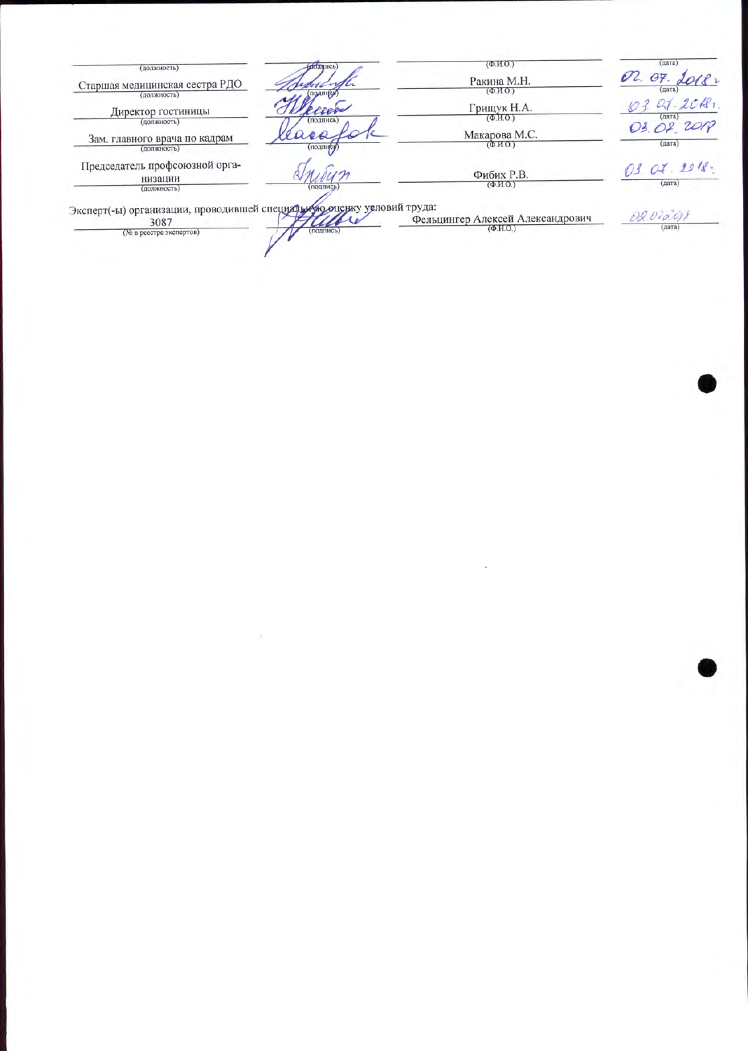| (должность) | (подпись) | (Ф.И.О.) | (дата) |
|---|---|---|---|
| Старшая медицинская сестра РДО | | Ракина М.Н. | 02. 07. 2018 г. |
| (должность) | (подпись) | (Ф.И.О.) | (дата) |
| Директор гостиницы | | Грищук Н.А. | 03. 07. 2018 г. |
| (должность) | (подпись) | (Ф.И.О.) | (дата) |
| Зам. главного врача по кадрам | | Макарова М.С. | 03. 07. 2018 |
| (должность) | (подпись) | (Ф.И.О.) | (дата) |
| Председатель профсоюзной организации | | Фибих Р.В. | 03. 07. 2018 г. |
| (должность) | (подпись) | (Ф.И.О.) | (дата) |

Эксперт(-ы) организации, проводившей специальную оценку условий труда:

| 3087 | | Фельцингер Алексей Александрович | 02.07.2018 |
|---|---|---|---|
| (№ в реестре экспертов) | (подпись) | (Ф.И.О.) | (дата) |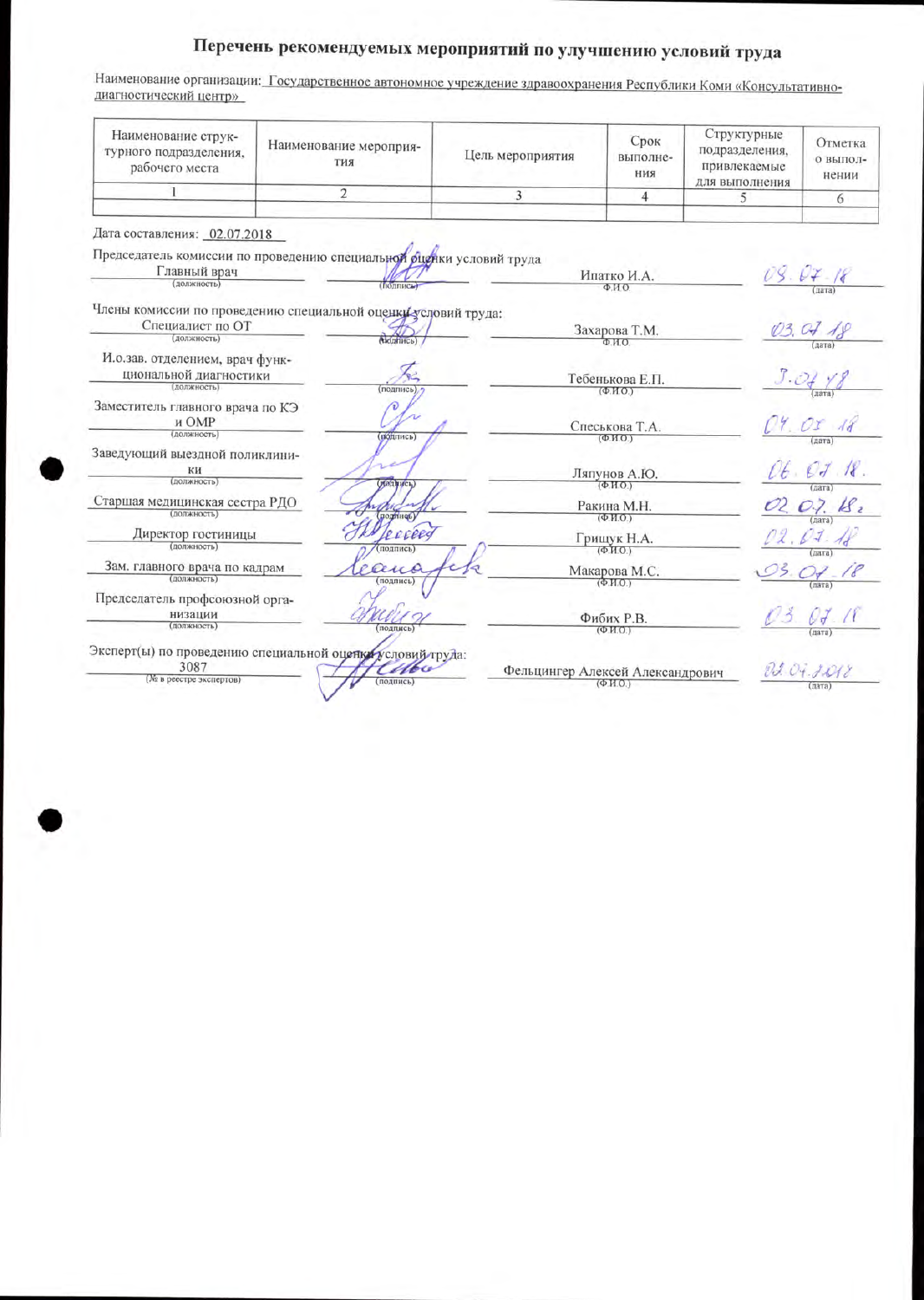# Перечень рекомендуемых мероприятий по улучшению условий труда

Наименование организации: Государственное автономное учреждение здравоохранения Республики Коми «Консультативно-диагностический центр»

| Наименование структурного подразделения, рабочего места | Наименование мероприятия | Цель мероприятия | Срок выполнения | Структурные подразделения, привлекаемые для выполнения | Отметка о выполнении |
|---|---|---|---|---|---|
| 1 | 2 | 3 | 4 | 5 | 6 |
| | | | | | |

Дата составления: 02.07.2018

Председатель комиссии по проведению специальной оценки условий труда

| (должность) | (подпись) | (Ф.И.О.) | (дата) |
|---|---|---|---|
| Главный врач | | Ипатко И.А. | 09.07.18 |

Члены комиссии по проведению специальной оценки условий труда:

| (должность) | (подпись) | (Ф.И.О.) | (дата) |
|---|---|---|---|
| Специалист по ОТ | | Захарова Т.М. | 03.07.18 |
| И.о.зав. отделением, врач функциональной диагностики | | Тебенькова Е.П. | 3.07.18 |
| Заместитель главного врача по КЭ и ОМР | | Спеськова Т.А. | 04.07.18 |
| Заведующий выездной поликлиники | | Ляпунов А.Ю. | 06.07.18. |
| Старшая медицинская сестра РДО | | Ракина М.Н. | 02.07.18. |
| Директор гостиницы | | Грищук Н.А. | 02.07.18 |
| Зам. главного врача по кадрам | | Макарова М.С. | 03.07.18 |
| Председатель профсоюзной организации | | Фибих Р.В. | 03.07.18 |

Эксперт(ы) по проведению специальной оценки условий труда:

| (№ в реестре экспертов) | (подпись) | (Ф.И.О.) | (дата) |
|---|---|---|---|
| 3087 | | Фельцингер Алексей Александрович | 02.07.2018 |